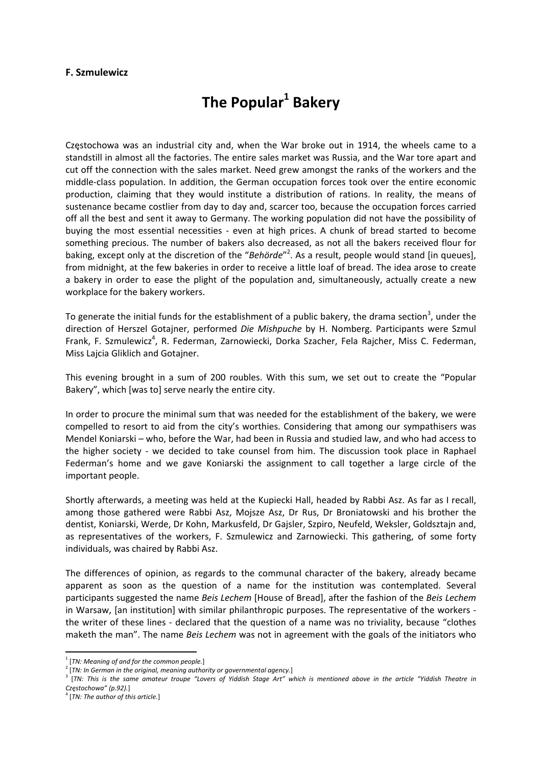**F. Szmulewicz**

# The Popular[1] Bakery

Częstochowa was an industrial city and, when the War broke out in 1914, the wheels came to a standstill in almost all the factories. The entire sales market was Russia, and the War tore apart and cut off the connection with the sales market. Need grew amongst the ranks of the workers and the middle-class population. In addition, the German occupation forces took over the entire economic production, claiming that they would institute a distribution of rations. In reality, the means of sustenance became costlier from day to day and, scarcer too, because the occupation forces carried off all the best and sent it away to Germany. The working population did not have the possibility of buying the most essential necessities - even at high prices. A chunk of bread started to become something precious. The number of bakers also decreased, as not all the bakers received flour for baking, except only at the discretion of the "*Behörde*"[2]. As a result, people would stand [in queues], from midnight, at the few bakeries in order to receive a little loaf of bread. The idea arose to create a bakery in order to ease the plight of the population and, simultaneously, actually create a new workplace for the bakery workers.

To generate the initial funds for the establishment of a public bakery, the drama section[3], under the direction of Herszel Gotajner, performed *Die Mishpuche* by H. Nomberg. Participants were Szmul Frank, F. Szmulewicz[4], R. Federman, Zarnowiecki, Dorka Szacher, Fela Rajcher, Miss C. Federman, Miss Lajcia Gliklich and Gotajner.

This evening brought in a sum of 200 roubles. With this sum, we set out to create the "Popular Bakery", which [was to] serve nearly the entire city.

In order to procure the minimal sum that was needed for the establishment of the bakery, we were compelled to resort to aid from the city's worthies. Considering that among our sympathisers was Mendel Koniarski – who, before the War, had been in Russia and studied law, and who had access to the higher society - we decided to take counsel from him. The discussion took place in Raphael Federman's home and we gave Koniarski the assignment to call together a large circle of the important people.

Shortly afterwards, a meeting was held at the Kupiecki Hall, headed by Rabbi Asz. As far as I recall, among those gathered were Rabbi Asz, Mojsze Asz, Dr Rus, Dr Broniatowski and his brother the dentist, Koniarski, Werde, Dr Kohn, Markusfeld, Dr Gajsler, Szpiro, Neufeld, Weksler, Goldsztajn and, as representatives of the workers, F. Szmulewicz and Zarnowiecki. This gathering, of some forty individuals, was chaired by Rabbi Asz.

The differences of opinion, as regards to the communal character of the bakery, already became apparent as soon as the question of a name for the institution was contemplated. Several participants suggested the name *Beis Lechem* [House of Bread], after the fashion of the *Beis Lechem* in Warsaw, [an institution] with similar philanthropic purposes. The representative of the workers - the writer of these lines - declared that the question of a name was no triviality, because "clothes maketh the man". The name *Beis Lechem* was not in agreement with the goals of the initiators who

---

[1] [*TN: Meaning of and for the common people.*]

[2] [*TN: In German in the original, meaning authority or governmental agency.*]

[3] [*TN: This is the same amateur troupe "Lovers of Yiddish Stage Art" which is mentioned above in the article "Yiddish Theatre in Częstochowa" (p.92).*]

[4] [*TN: The author of this article.*]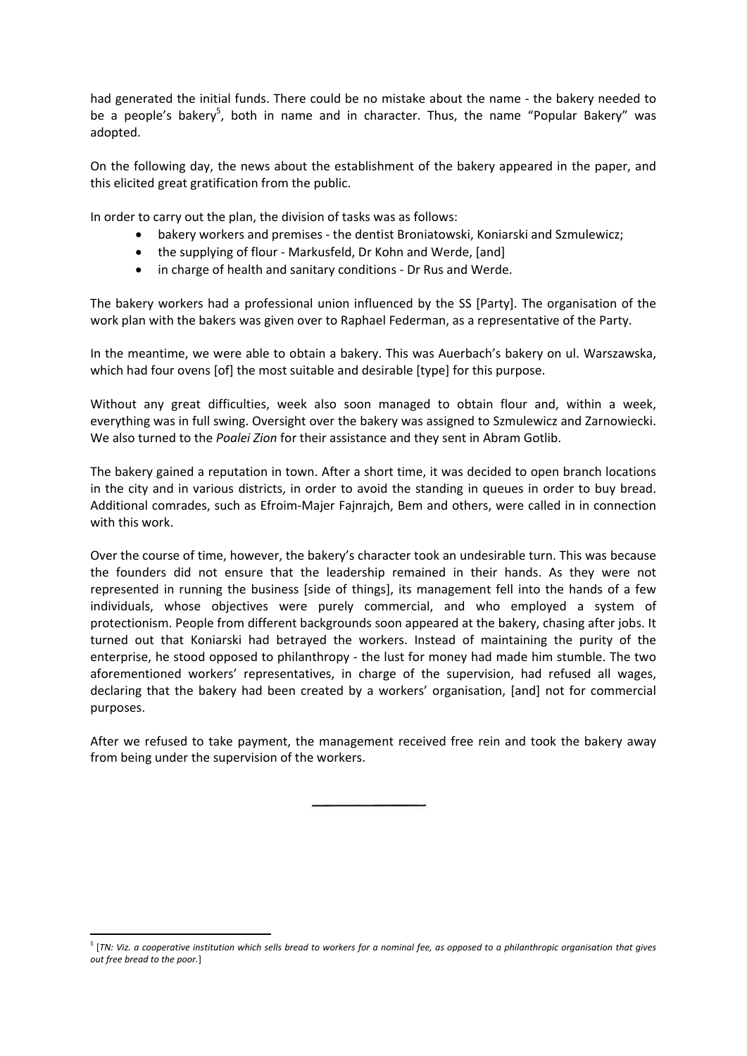had generated the initial funds. There could be no mistake about the name - the bakery needed to be a people's bakery[5], both in name and in character. Thus, the name "Popular Bakery" was adopted.

On the following day, the news about the establishment of the bakery appeared in the paper, and this elicited great gratification from the public.

In order to carry out the plan, the division of tasks was as follows:

- bakery workers and premises - the dentist Broniatowski, Koniarski and Szmulewicz;
- the supplying of flour - Markusfeld, Dr Kohn and Werde, [and]
- in charge of health and sanitary conditions - Dr Rus and Werde.

The bakery workers had a professional union influenced by the SS [Party]. The organisation of the work plan with the bakers was given over to Raphael Federman, as a representative of the Party.

In the meantime, we were able to obtain a bakery. This was Auerbach's bakery on ul. Warszawska, which had four ovens [of] the most suitable and desirable [type] for this purpose.

Without any great difficulties, week also soon managed to obtain flour and, within a week, everything was in full swing. Oversight over the bakery was assigned to Szmulewicz and Zarnowiecki. We also turned to the *Poalei Zion* for their assistance and they sent in Abram Gotlib.

The bakery gained a reputation in town. After a short time, it was decided to open branch locations in the city and in various districts, in order to avoid the standing in queues in order to buy bread. Additional comrades, such as Efroim-Majer Fajnrajch, Bem and others, were called in in connection with this work.

Over the course of time, however, the bakery's character took an undesirable turn. This was because the founders did not ensure that the leadership remained in their hands. As they were not represented in running the business [side of things], its management fell into the hands of a few individuals, whose objectives were purely commercial, and who employed a system of protectionism. People from different backgrounds soon appeared at the bakery, chasing after jobs. It turned out that Koniarski had betrayed the workers. Instead of maintaining the purity of the enterprise, he stood opposed to philanthropy - the lust for money had made him stumble. The two aforementioned workers' representatives, in charge of the supervision, had refused all wages, declaring that the bakery had been created by a workers' organisation, [and] not for commercial purposes.

After we refused to take payment, the management received free rein and took the bakery away from being under the supervision of the workers.

---

[5] [*TN: Viz. a cooperative institution which sells bread to workers for a nominal fee, as opposed to a philanthropic organisation that gives out free bread to the poor.*]